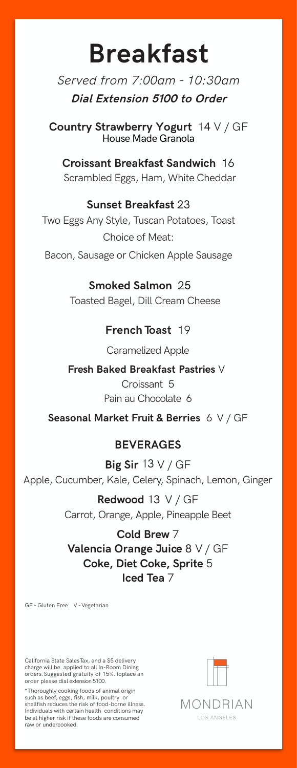# Breakfast

*Served from 7:00am - 10:30am*

***Dial Extension 5100 to Order***

**Country Strawberry Yogurt** 14 V / GF
House Made Granola

**Croissant Breakfast Sandwich** 16
Scrambled Eggs, Ham, White Cheddar

**Sunset Breakfast** 23
Two Eggs Any Style, Tuscan Potatoes, Toast
Choice of Meat:
Bacon, Sausage or Chicken Apple Sausage

**Smoked Salmon** 25
Toasted Bagel, Dill Cream Cheese

**French Toast** 19
Caramelized Apple

**Fresh Baked Breakfast Pastries** V
Croissant 5
Pain au Chocolate 6

**Seasonal Market Fruit & Berries** 6 V / GF

## BEVERAGES

**Big Sir** 13 V / GF
Apple, Cucumber, Kale, Celery, Spinach, Lemon, Ginger

**Redwood** 13 V / GF
Carrot, Orange, Apple, Pineapple Beet

**Cold Brew** 7
**Valencia Orange Juice** 8 V / GF
**Coke, Diet Coke, Sprite** 5
**Iced Tea** 7

GF - Gluten Free V - Vegetarian

California State Sales Tax, and a $5 delivery charge will be applied to all In-Room Dining orders. Suggested gratuity of 15%. To place an order please dial extension 5100.

*Thoroughly cooking foods of animal origin such as beef, eggs, fish, milk, poultry or shellfish reduces the risk of food-borne illness. Individuals with certain health conditions may be at higher risk if these foods are consumed raw or undercooked.

MONDRIAN
LOS ANGELES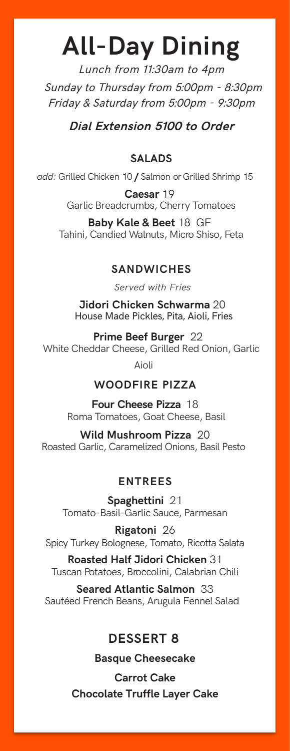# All-Day Dining

*Lunch from 11:30am to 4pm*

*Sunday to Thursday from 5:00pm - 8:30pm*

*Friday & Saturday from 5:00pm - 9:30pm*

***Dial Extension 5100 to Order***

## SALADS

*add:* Grilled Chicken 10 / Salmon or Grilled Shrimp 15

**Caesar** 19
Garlic Breadcrumbs, Cherry Tomatoes

**Baby Kale & Beet** 18 GF
Tahini, Candied Walnuts, Micro Shiso, Feta

## SANDWICHES

*Served with Fries*

**Jidori Chicken Schwarma** 20
House Made Pickles, Pita, Aioli, Fries

**Prime Beef Burger** 22
White Cheddar Cheese, Grilled Red Onion, Garlic Aioli

## WOODFIRE PIZZA

**Four Cheese Pizza** 18
Roma Tomatoes, Goat Cheese, Basil

**Wild Mushroom Pizza** 20
Roasted Garlic, Caramelized Onions, Basil Pesto

## ENTREES

**Spaghettini** 21
Tomato-Basil-Garlic Sauce, Parmesan

**Rigatoni** 26
Spicy Turkey Bolognese, Tomato, Ricotta Salata

**Roasted Half Jidori Chicken** 31
Tuscan Potatoes, Broccolini, Calabrian Chili

**Seared Atlantic Salmon** 33
Sautéed French Beans, Arugula Fennel Salad

## DESSERT 8

**Basque Cheesecake**

**Carrot Cake**

**Chocolate Truffle Layer Cake**